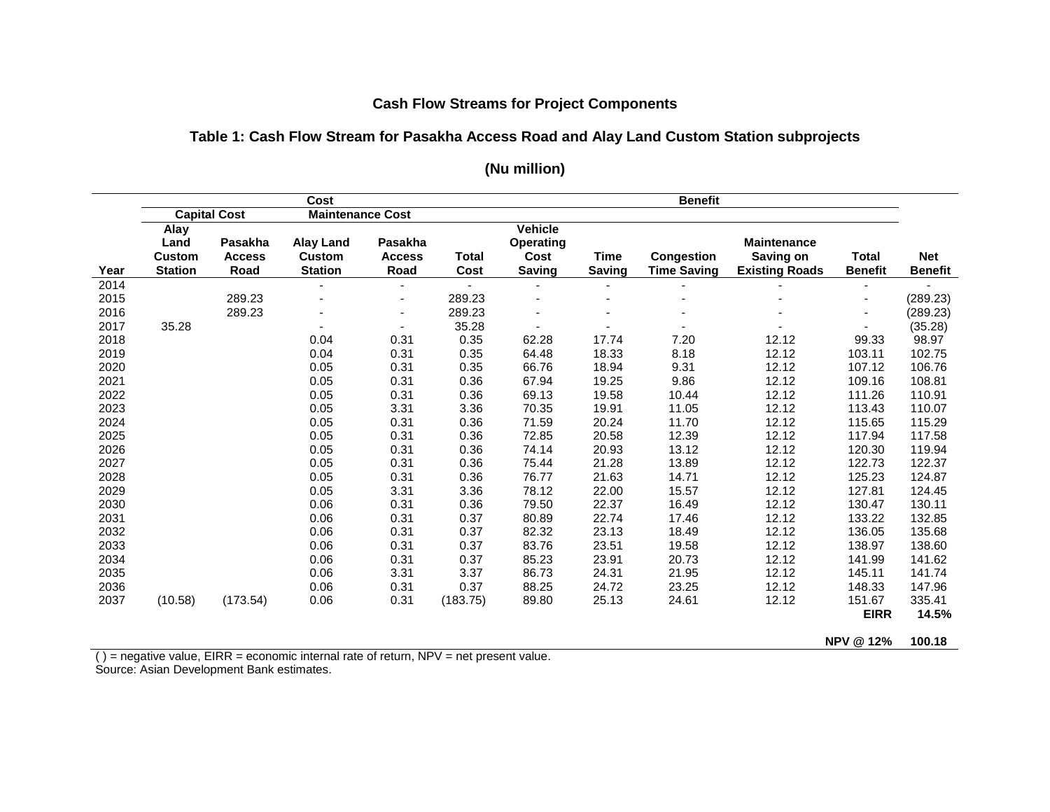## Cash Flow Streams for Project Components

### Table 1: Cash Flow Stream for Pasakha Access Road and Alay Land Custom Station subprojects

**(Nu million)**

| | Cost | | | | | Benefit | | | | | |
|---|---|---|---|---|---|---|---|---|---|---|---|
| | Capital Cost | | Maintenance Cost | | | | | | | | |
| Year | Alay Land Custom Station | Pasakha Access Road | Alay Land Custom Station | Pasakha Access Road | Total Cost | Vehicle Operating Cost Saving | Time Saving | Congestion Time Saving | Maintenance Saving on Existing Roads | Total Benefit | Net Benefit |
| 2014 | | | - | - | - | - | - | - | - | - | - |
| 2015 | | 289.23 | - | - | 289.23 | - | - | - | - | - | (289.23) |
| 2016 | | 289.23 | - | - | 289.23 | - | - | - | - | - | (289.23) |
| 2017 | 35.28 | | - | - | 35.28 | - | - | - | - | - | (35.28) |
| 2018 | | | 0.04 | 0.31 | 0.35 | 62.28 | 17.74 | 7.20 | 12.12 | 99.33 | 98.97 |
| 2019 | | | 0.04 | 0.31 | 0.35 | 64.48 | 18.33 | 8.18 | 12.12 | 103.11 | 102.75 |
| 2020 | | | 0.05 | 0.31 | 0.35 | 66.76 | 18.94 | 9.31 | 12.12 | 107.12 | 106.76 |
| 2021 | | | 0.05 | 0.31 | 0.36 | 67.94 | 19.25 | 9.86 | 12.12 | 109.16 | 108.81 |
| 2022 | | | 0.05 | 0.31 | 0.36 | 69.13 | 19.58 | 10.44 | 12.12 | 111.26 | 110.91 |
| 2023 | | | 0.05 | 3.31 | 3.36 | 70.35 | 19.91 | 11.05 | 12.12 | 113.43 | 110.07 |
| 2024 | | | 0.05 | 0.31 | 0.36 | 71.59 | 20.24 | 11.70 | 12.12 | 115.65 | 115.29 |
| 2025 | | | 0.05 | 0.31 | 0.36 | 72.85 | 20.58 | 12.39 | 12.12 | 117.94 | 117.58 |
| 2026 | | | 0.05 | 0.31 | 0.36 | 74.14 | 20.93 | 13.12 | 12.12 | 120.30 | 119.94 |
| 2027 | | | 0.05 | 0.31 | 0.36 | 75.44 | 21.28 | 13.89 | 12.12 | 122.73 | 122.37 |
| 2028 | | | 0.05 | 0.31 | 0.36 | 76.77 | 21.63 | 14.71 | 12.12 | 125.23 | 124.87 |
| 2029 | | | 0.05 | 3.31 | 3.36 | 78.12 | 22.00 | 15.57 | 12.12 | 127.81 | 124.45 |
| 2030 | | | 0.06 | 0.31 | 0.36 | 79.50 | 22.37 | 16.49 | 12.12 | 130.47 | 130.11 |
| 2031 | | | 0.06 | 0.31 | 0.37 | 80.89 | 22.74 | 17.46 | 12.12 | 133.22 | 132.85 |
| 2032 | | | 0.06 | 0.31 | 0.37 | 82.32 | 23.13 | 18.49 | 12.12 | 136.05 | 135.68 |
| 2033 | | | 0.06 | 0.31 | 0.37 | 83.76 | 23.51 | 19.58 | 12.12 | 138.97 | 138.60 |
| 2034 | | | 0.06 | 0.31 | 0.37 | 85.23 | 23.91 | 20.73 | 12.12 | 141.99 | 141.62 |
| 2035 | | | 0.06 | 3.31 | 3.37 | 86.73 | 24.31 | 21.95 | 12.12 | 145.11 | 141.74 |
| 2036 | | | 0.06 | 0.31 | 0.37 | 88.25 | 24.72 | 23.25 | 12.12 | 148.33 | 147.96 |
| 2037 | (10.58) | (173.54) | 0.06 | 0.31 | (183.75) | 89.80 | 25.13 | 24.61 | 12.12 | 151.67 | 335.41 |
| | | | | | | | | | | **EIRR** | **14.5%** |
| | | | | | | | | | | **NPV @ 12%** | **100.18** |

( ) = negative value, EIRR = economic internal rate of return, NPV = net present value.
Source: Asian Development Bank estimates.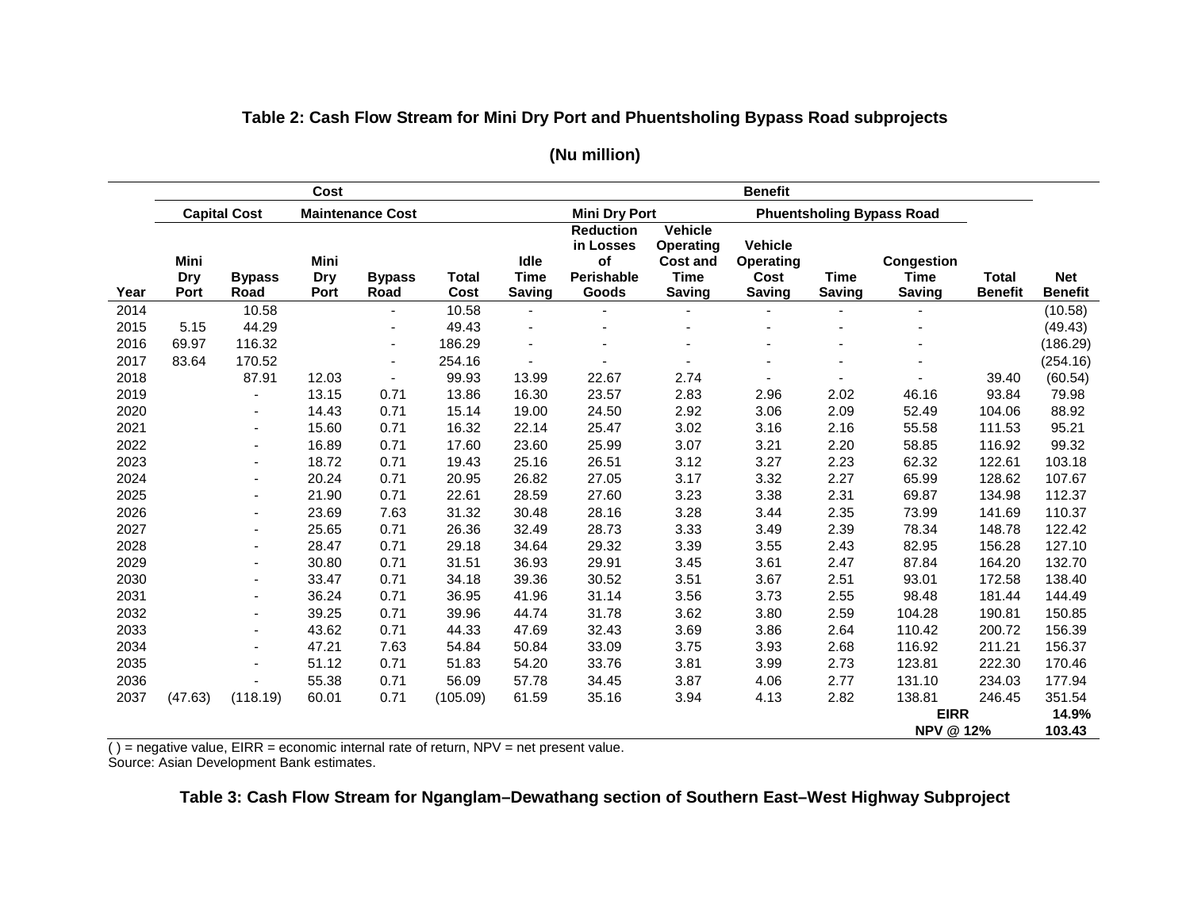**Table 2: Cash Flow Stream for Mini Dry Port and Phuentsholing Bypass Road subprojects**

**(Nu million)**

| | Cost | | | | | Benefit | | | | | | | |
|---|---|---|---|---|---|---|---|---|---|---|---|---|---|
| | Capital Cost | | Maintenance Cost | | | Mini Dry Port | | | Phuentsholing Bypass Road | | | | |
| Year | Mini Dry Port | Bypass Road | Mini Dry Port | Bypass Road | Total Cost | Idle Time Saving | Reduction in Losses of Perishable Goods | Vehicle Operating Cost and Time Saving | Vehicle Operating Cost Saving | Time Saving | Congestion Time Saving | Total Benefit | Net Benefit |
| 2014 | | 10.58 | | - | 10.58 | - | - | - | - | - | - | | (10.58) |
| 2015 | 5.15 | 44.29 | | - | 49.43 | - | - | - | - | - | - | | (49.43) |
| 2016 | 69.97 | 116.32 | | - | 186.29 | - | - | - | - | - | - | | (186.29) |
| 2017 | 83.64 | 170.52 | | - | 254.16 | - | - | - | - | - | - | | (254.16) |
| 2018 | | 87.91 | 12.03 | - | 99.93 | 13.99 | 22.67 | 2.74 | - | - | - | 39.40 | (60.54) |
| 2019 | | - | 13.15 | 0.71 | 13.86 | 16.30 | 23.57 | 2.83 | 2.96 | 2.02 | 46.16 | 93.84 | 79.98 |
| 2020 | | - | 14.43 | 0.71 | 15.14 | 19.00 | 24.50 | 2.92 | 3.06 | 2.09 | 52.49 | 104.06 | 88.92 |
| 2021 | | - | 15.60 | 0.71 | 16.32 | 22.14 | 25.47 | 3.02 | 3.16 | 2.16 | 55.58 | 111.53 | 95.21 |
| 2022 | | - | 16.89 | 0.71 | 17.60 | 23.60 | 25.99 | 3.07 | 3.21 | 2.20 | 58.85 | 116.92 | 99.32 |
| 2023 | | - | 18.72 | 0.71 | 19.43 | 25.16 | 26.51 | 3.12 | 3.27 | 2.23 | 62.32 | 122.61 | 103.18 |
| 2024 | | - | 20.24 | 0.71 | 20.95 | 26.82 | 27.05 | 3.17 | 3.32 | 2.27 | 65.99 | 128.62 | 107.67 |
| 2025 | | - | 21.90 | 0.71 | 22.61 | 28.59 | 27.60 | 3.23 | 3.38 | 2.31 | 69.87 | 134.98 | 112.37 |
| 2026 | | - | 23.69 | 7.63 | 31.32 | 30.48 | 28.16 | 3.28 | 3.44 | 2.35 | 73.99 | 141.69 | 110.37 |
| 2027 | | - | 25.65 | 0.71 | 26.36 | 32.49 | 28.73 | 3.33 | 3.49 | 2.39 | 78.34 | 148.78 | 122.42 |
| 2028 | | - | 28.47 | 0.71 | 29.18 | 34.64 | 29.32 | 3.39 | 3.55 | 2.43 | 82.95 | 156.28 | 127.10 |
| 2029 | | - | 30.80 | 0.71 | 31.51 | 36.93 | 29.91 | 3.45 | 3.61 | 2.47 | 87.84 | 164.20 | 132.70 |
| 2030 | | - | 33.47 | 0.71 | 34.18 | 39.36 | 30.52 | 3.51 | 3.67 | 2.51 | 93.01 | 172.58 | 138.40 |
| 2031 | | - | 36.24 | 0.71 | 36.95 | 41.96 | 31.14 | 3.56 | 3.73 | 2.55 | 98.48 | 181.44 | 144.49 |
| 2032 | | - | 39.25 | 0.71 | 39.96 | 44.74 | 31.78 | 3.62 | 3.80 | 2.59 | 104.28 | 190.81 | 150.85 |
| 2033 | | - | 43.62 | 0.71 | 44.33 | 47.69 | 32.43 | 3.69 | 3.86 | 2.64 | 110.42 | 200.72 | 156.39 |
| 2034 | | - | 47.21 | 7.63 | 54.84 | 50.84 | 33.09 | 3.75 | 3.93 | 2.68 | 116.92 | 211.21 | 156.37 |
| 2035 | | - | 51.12 | 0.71 | 51.83 | 54.20 | 33.76 | 3.81 | 3.99 | 2.73 | 123.81 | 222.30 | 170.46 |
| 2036 | | - | 55.38 | 0.71 | 56.09 | 57.78 | 34.45 | 3.87 | 4.06 | 2.77 | 131.10 | 234.03 | 177.94 |
| 2037 | (47.63) | (118.19) | 60.01 | 0.71 | (105.09) | 61.59 | 35.16 | 3.94 | 4.13 | 2.82 | 138.81 | 246.45 | 351.54 |
| | | | | | | | | | | | **EIRR** | | **14.9%** |
| | | | | | | | | | | | **NPV @ 12%** | | **103.43** |

( ) = negative value, EIRR = economic internal rate of return, NPV = net present value.
Source: Asian Development Bank estimates.

**Table 3: Cash Flow Stream for Nganglam–Dewathang section of Southern East–West Highway Subproject**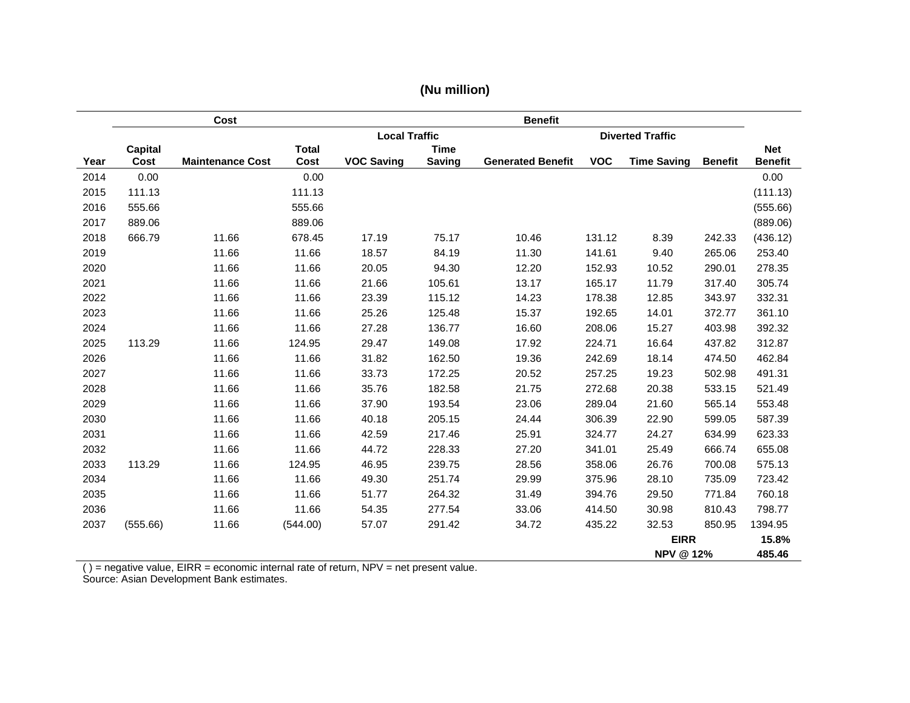**(Nu million)**

| | Cost | | | Benefit | | | | | | | |
|---|---|---|---|---|---|---|---|---|---|---|---|
| | | | | Local Traffic | | | Diverted Traffic | | | | |
| Year | Capital Cost | Maintenance Cost | Total Cost | VOC Saving | Time Saving | Generated Benefit | VOC | Time Saving | Benefit | Net Benefit |
| 2014 | 0.00 | | 0.00 | | | | | | | 0.00 |
| 2015 | 111.13 | | 111.13 | | | | | | | (111.13) |
| 2016 | 555.66 | | 555.66 | | | | | | | (555.66) |
| 2017 | 889.06 | | 889.06 | | | | | | | (889.06) |
| 2018 | 666.79 | 11.66 | 678.45 | 17.19 | 75.17 | 10.46 | 131.12 | 8.39 | 242.33 | (436.12) |
| 2019 | | 11.66 | 11.66 | 18.57 | 84.19 | 11.30 | 141.61 | 9.40 | 265.06 | 253.40 |
| 2020 | | 11.66 | 11.66 | 20.05 | 94.30 | 12.20 | 152.93 | 10.52 | 290.01 | 278.35 |
| 2021 | | 11.66 | 11.66 | 21.66 | 105.61 | 13.17 | 165.17 | 11.79 | 317.40 | 305.74 |
| 2022 | | 11.66 | 11.66 | 23.39 | 115.12 | 14.23 | 178.38 | 12.85 | 343.97 | 332.31 |
| 2023 | | 11.66 | 11.66 | 25.26 | 125.48 | 15.37 | 192.65 | 14.01 | 372.77 | 361.10 |
| 2024 | | 11.66 | 11.66 | 27.28 | 136.77 | 16.60 | 208.06 | 15.27 | 403.98 | 392.32 |
| 2025 | 113.29 | 11.66 | 124.95 | 29.47 | 149.08 | 17.92 | 224.71 | 16.64 | 437.82 | 312.87 |
| 2026 | | 11.66 | 11.66 | 31.82 | 162.50 | 19.36 | 242.69 | 18.14 | 474.50 | 462.84 |
| 2027 | | 11.66 | 11.66 | 33.73 | 172.25 | 20.52 | 257.25 | 19.23 | 502.98 | 491.31 |
| 2028 | | 11.66 | 11.66 | 35.76 | 182.58 | 21.75 | 272.68 | 20.38 | 533.15 | 521.49 |
| 2029 | | 11.66 | 11.66 | 37.90 | 193.54 | 23.06 | 289.04 | 21.60 | 565.14 | 553.48 |
| 2030 | | 11.66 | 11.66 | 40.18 | 205.15 | 24.44 | 306.39 | 22.90 | 599.05 | 587.39 |
| 2031 | | 11.66 | 11.66 | 42.59 | 217.46 | 25.91 | 324.77 | 24.27 | 634.99 | 623.33 |
| 2032 | | 11.66 | 11.66 | 44.72 | 228.33 | 27.20 | 341.01 | 25.49 | 666.74 | 655.08 |
| 2033 | 113.29 | 11.66 | 124.95 | 46.95 | 239.75 | 28.56 | 358.06 | 26.76 | 700.08 | 575.13 |
| 2034 | | 11.66 | 11.66 | 49.30 | 251.74 | 29.99 | 375.96 | 28.10 | 735.09 | 723.42 |
| 2035 | | 11.66 | 11.66 | 51.77 | 264.32 | 31.49 | 394.76 | 29.50 | 771.84 | 760.18 |
| 2036 | | 11.66 | 11.66 | 54.35 | 277.54 | 33.06 | 414.50 | 30.98 | 810.43 | 798.77 |
| 2037 | (555.66) | 11.66 | (544.00) | 57.07 | 291.42 | 34.72 | 435.22 | 32.53 | 850.95 | 1394.95 |
| | | | | | | | | **EIRR** | | **15.8%** |
| | | | | | | | | **NPV @ 12%** | | **485.46** |

( ) = negative value, EIRR = economic internal rate of return, NPV = net present value.
Source: Asian Development Bank estimates.